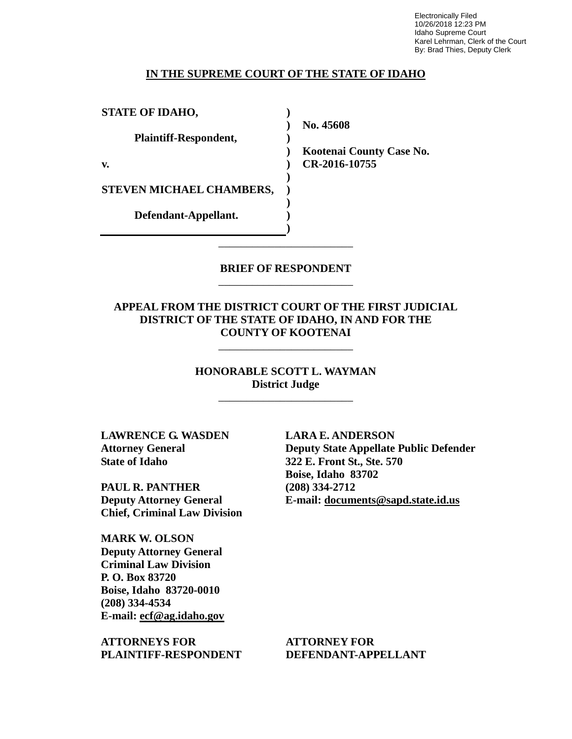Electronically Filed
10/26/2018 12:23 PM
Idaho Supreme Court
Karel Lehrman, Clerk of the Court
By: Brad Thies, Deputy Clerk

# IN THE SUPREME COURT OF THE STATE OF IDAHO

| | | |
|---|---|---|
| **STATE OF IDAHO,** | ) | |
| | ) | **No. 45608** |
| **Plaintiff-Respondent,** | ) | |
| | ) | **Kootenai County Case No.** |
| **v.** | ) | **CR-2016-10755** |
| | ) | |
| **STEVEN MICHAEL CHAMBERS,** | ) | |
| | ) | |
| **Defendant-Appellant.** | ) | |
| | ) | |

---

## BRIEF OF RESPONDENT

---

**APPEAL FROM THE DISTRICT COURT OF THE FIRST JUDICIAL DISTRICT OF THE STATE OF IDAHO, IN AND FOR THE COUNTY OF KOOTENAI**

---

**HONORABLE SCOTT L. WAYMAN**
**District Judge**

---

**LAWRENCE G. WASDEN**
**Attorney General**
**State of Idaho**

**PAUL R. PANTHER**
**Deputy Attorney General**
**Chief, Criminal Law Division**

**MARK W. OLSON**
**Deputy Attorney General**
**Criminal Law Division**
**P. O. Box 83720**
**Boise, Idaho 83720-0010**
**(208) 334-4534**
**E-mail: ecf@ag.idaho.gov**

**ATTORNEYS FOR PLAINTIFF-RESPONDENT**

**LARA E. ANDERSON**
**Deputy State Appellate Public Defender**
**322 E. Front St., Ste. 570**
**Boise, Idaho 83702**
**(208) 334-2712**
**E-mail: documents@sapd.state.id.us**

**ATTORNEY FOR DEFENDANT-APPELLANT**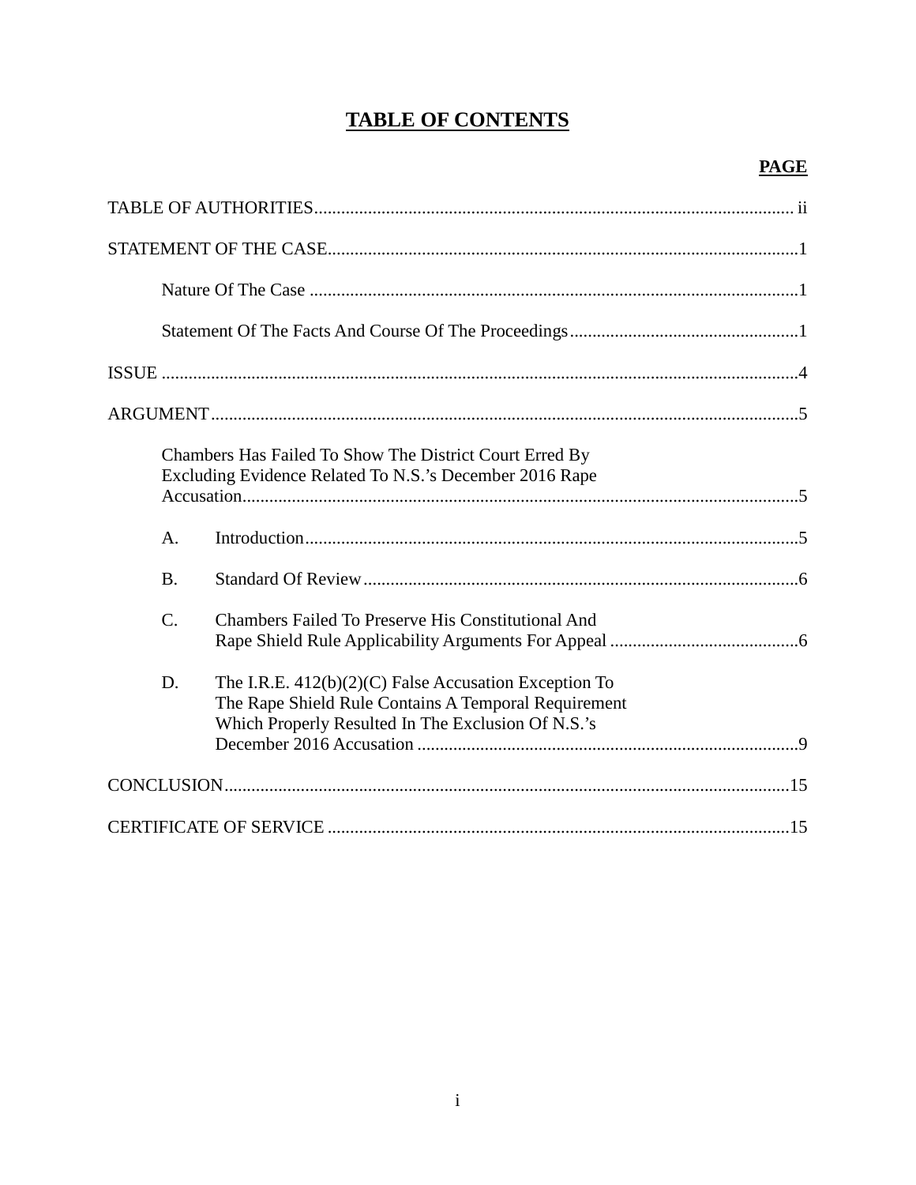# TABLE OF CONTENTS

**PAGE**

TABLE OF AUTHORITIES ........................................................................................................ ii

STATEMENT OF THE CASE........................................................................................................1

Nature Of The Case ............................................................................................................1

Statement Of The Facts And Course Of The Proceedings...................................................1

ISSUE ............................................................................................................................................4

ARGUMENT...................................................................................................................................5

Chambers Has Failed To Show The District Court Erred By Excluding Evidence Related To N.S.'s December 2016 Rape Accusation...........................................................................................................5

A. Introduction.............................................................................................................5

B. Standard Of Review..................................................................................................6

C. Chambers Failed To Preserve His Constitutional And Rape Shield Rule Applicability Arguments For Appeal ..........................................6

D. The I.R.E. 412(b)(2)(C) False Accusation Exception To The Rape Shield Rule Contains A Temporal Requirement Which Properly Resulted In The Exclusion Of N.S.'s December 2016 Accusation ....................................................................................9

CONCLUSION.............................................................................................................................15

CERTIFICATE OF SERVICE .......................................................................................................15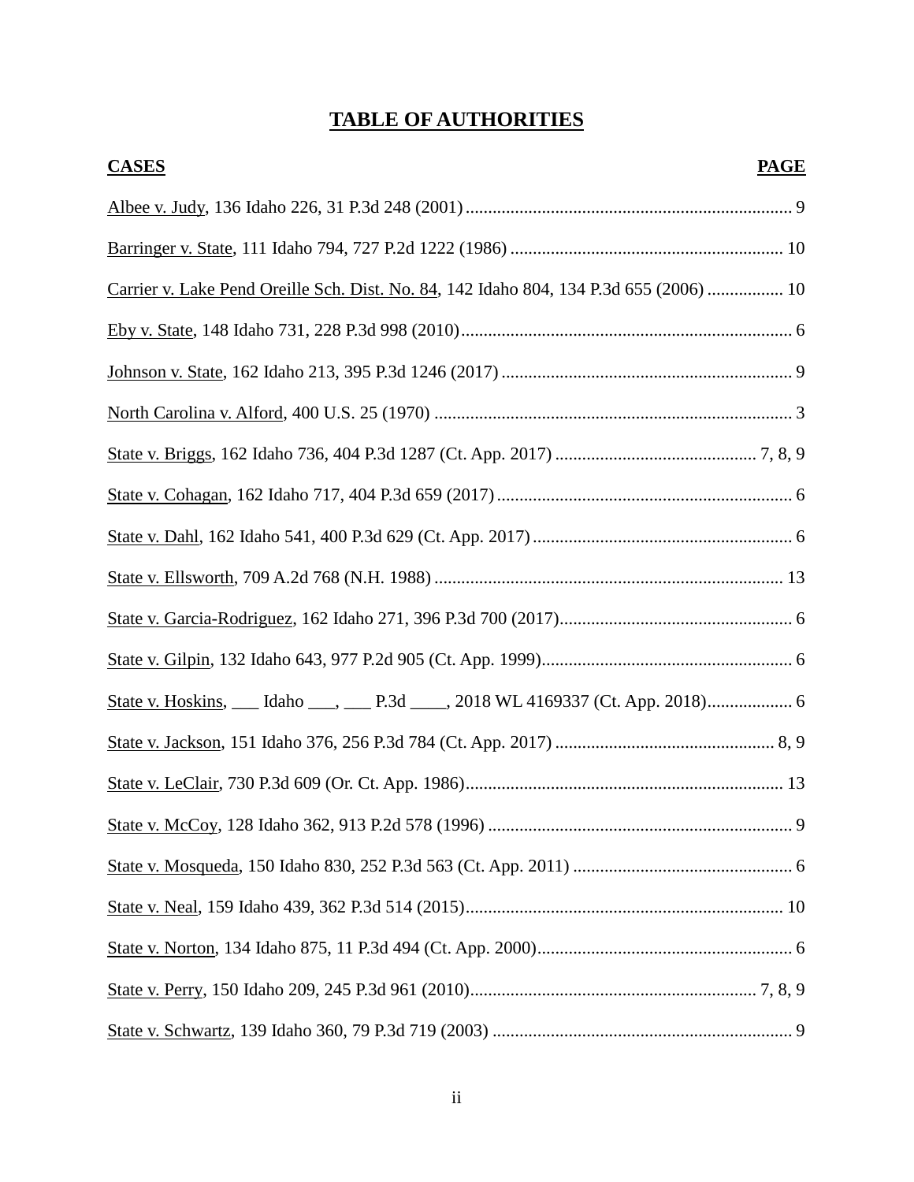# TABLE OF AUTHORITIES

| CASES | PAGE |
| --- | --- |
| Albee v. Judy, 136 Idaho 226, 31 P.3d 248 (2001) | 9 |
| Barringer v. State, 111 Idaho 794, 727 P.2d 1222 (1986) | 10 |
| Carrier v. Lake Pend Oreille Sch. Dist. No. 84, 142 Idaho 804, 134 P.3d 655 (2006) | 10 |
| Eby v. State, 148 Idaho 731, 228 P.3d 998 (2010) | 6 |
| Johnson v. State, 162 Idaho 213, 395 P.3d 1246 (2017) | 9 |
| North Carolina v. Alford, 400 U.S. 25 (1970) | 3 |
| State v. Briggs, 162 Idaho 736, 404 P.3d 1287 (Ct. App. 2017) | 7, 8, 9 |
| State v. Cohagan, 162 Idaho 717, 404 P.3d 659 (2017) | 6 |
| State v. Dahl, 162 Idaho 541, 400 P.3d 629 (Ct. App. 2017) | 6 |
| State v. Ellsworth, 709 A.2d 768 (N.H. 1988) | 13 |
| State v. Garcia-Rodriguez, 162 Idaho 271, 396 P.3d 700 (2017) | 6 |
| State v. Gilpin, 132 Idaho 643, 977 P.2d 905 (Ct. App. 1999) | 6 |
| State v. Hoskins, ___ Idaho ___, ___ P.3d ____, 2018 WL 4169337 (Ct. App. 2018) | 6 |
| State v. Jackson, 151 Idaho 376, 256 P.3d 784 (Ct. App. 2017) | 8, 9 |
| State v. LeClair, 730 P.3d 609 (Or. Ct. App. 1986) | 13 |
| State v. McCoy, 128 Idaho 362, 913 P.2d 578 (1996) | 9 |
| State v. Mosqueda, 150 Idaho 830, 252 P.3d 563 (Ct. App. 2011) | 6 |
| State v. Neal, 159 Idaho 439, 362 P.3d 514 (2015) | 10 |
| State v. Norton, 134 Idaho 875, 11 P.3d 494 (Ct. App. 2000) | 6 |
| State v. Perry, 150 Idaho 209, 245 P.3d 961 (2010) | 7, 8, 9 |
| State v. Schwartz, 139 Idaho 360, 79 P.3d 719 (2003) | 9 |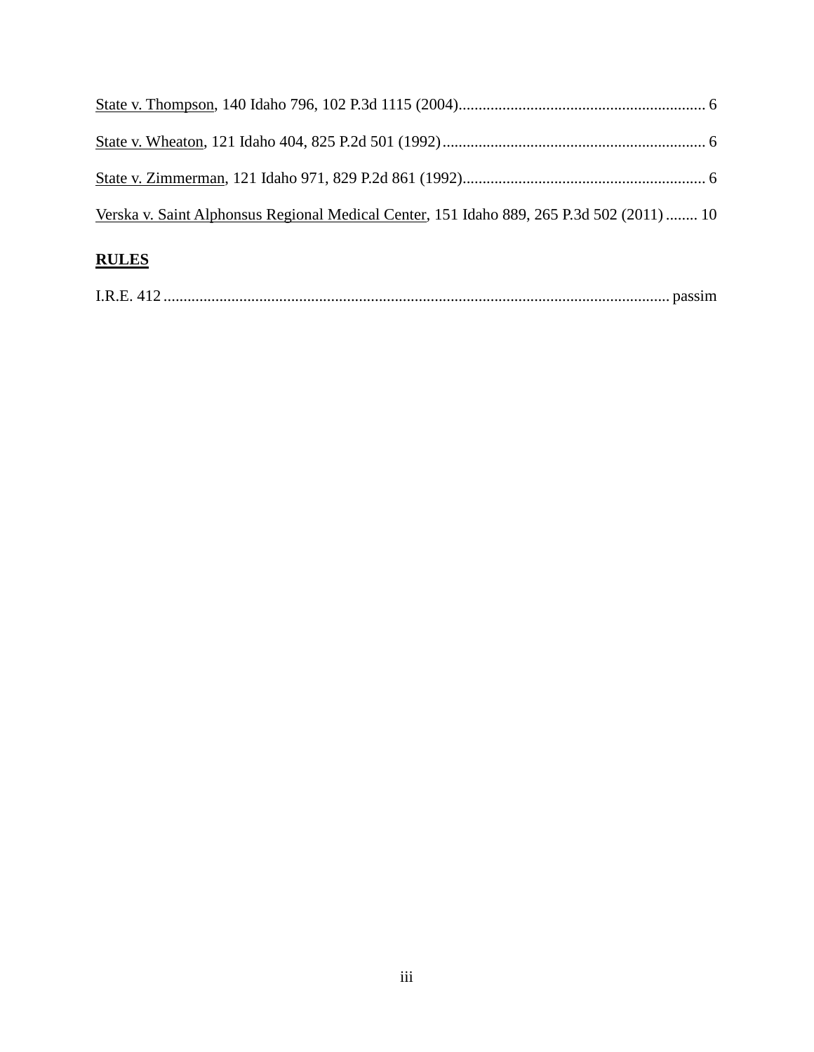State v. Thompson, 140 Idaho 796, 102 P.3d 1115 (2004)............................................................. 6

State v. Wheaton, 121 Idaho 404, 825 P.2d 501 (1992)................................................................. 6

State v. Zimmerman, 121 Idaho 971, 829 P.2d 861 (1992)............................................................ 6

Verska v. Saint Alphonsus Regional Medical Center, 151 Idaho 889, 265 P.3d 502 (2011) ........ 10

**RULES**

I.R.E. 412 ............................................................................................................................. passim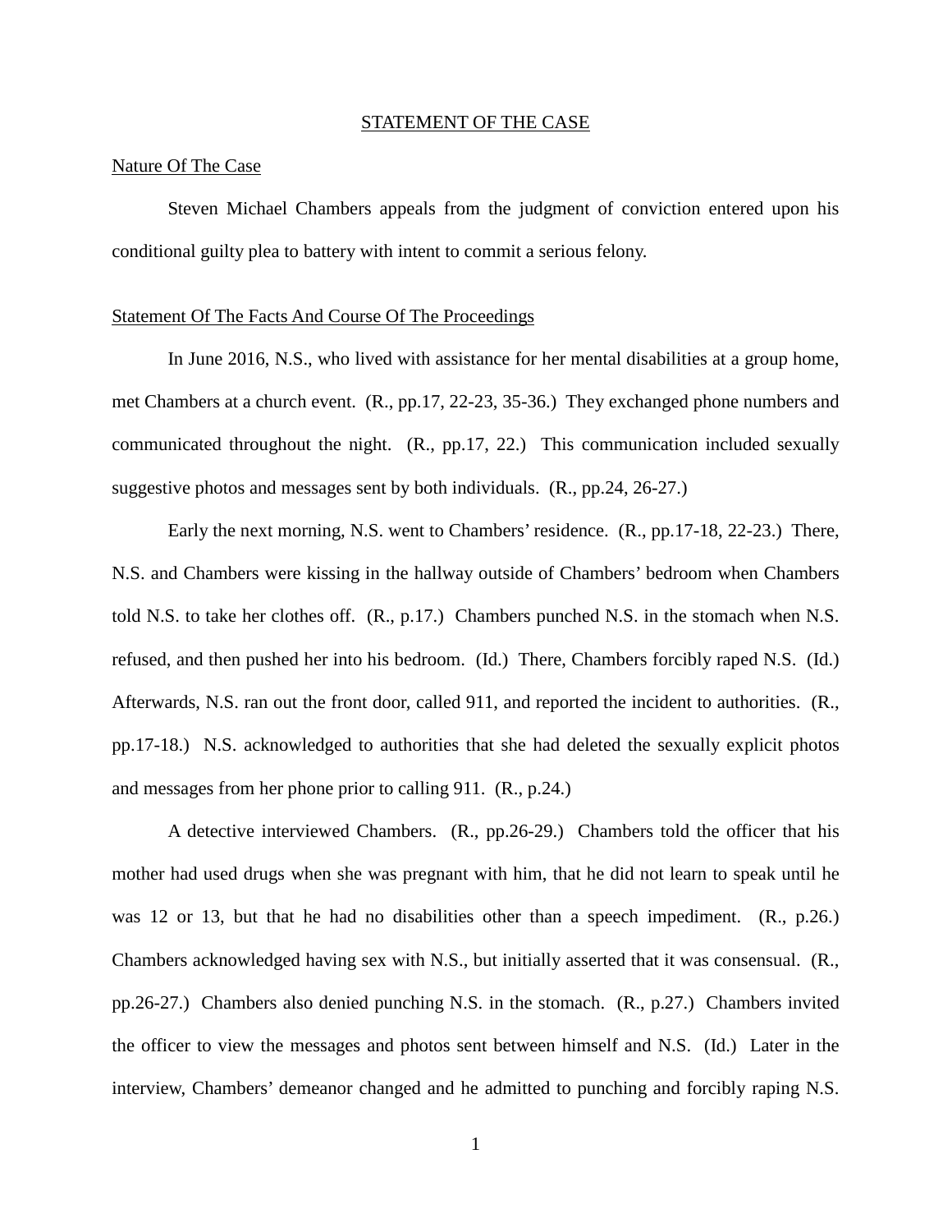## STATEMENT OF THE CASE

### Nature Of The Case

Steven Michael Chambers appeals from the judgment of conviction entered upon his conditional guilty plea to battery with intent to commit a serious felony.

### Statement Of The Facts And Course Of The Proceedings

In June 2016, N.S., who lived with assistance for her mental disabilities at a group home, met Chambers at a church event. (R., pp.17, 22-23, 35-36.) They exchanged phone numbers and communicated throughout the night. (R., pp.17, 22.) This communication included sexually suggestive photos and messages sent by both individuals. (R., pp.24, 26-27.)

Early the next morning, N.S. went to Chambers' residence. (R., pp.17-18, 22-23.) There, N.S. and Chambers were kissing in the hallway outside of Chambers' bedroom when Chambers told N.S. to take her clothes off. (R., p.17.) Chambers punched N.S. in the stomach when N.S. refused, and then pushed her into his bedroom. (Id.) There, Chambers forcibly raped N.S. (Id.) Afterwards, N.S. ran out the front door, called 911, and reported the incident to authorities. (R., pp.17-18.) N.S. acknowledged to authorities that she had deleted the sexually explicit photos and messages from her phone prior to calling 911. (R., p.24.)

A detective interviewed Chambers. (R., pp.26-29.) Chambers told the officer that his mother had used drugs when she was pregnant with him, that he did not learn to speak until he was 12 or 13, but that he had no disabilities other than a speech impediment. (R., p.26.) Chambers acknowledged having sex with N.S., but initially asserted that it was consensual. (R., pp.26-27.) Chambers also denied punching N.S. in the stomach. (R., p.27.) Chambers invited the officer to view the messages and photos sent between himself and N.S. (Id.) Later in the interview, Chambers' demeanor changed and he admitted to punching and forcibly raping N.S.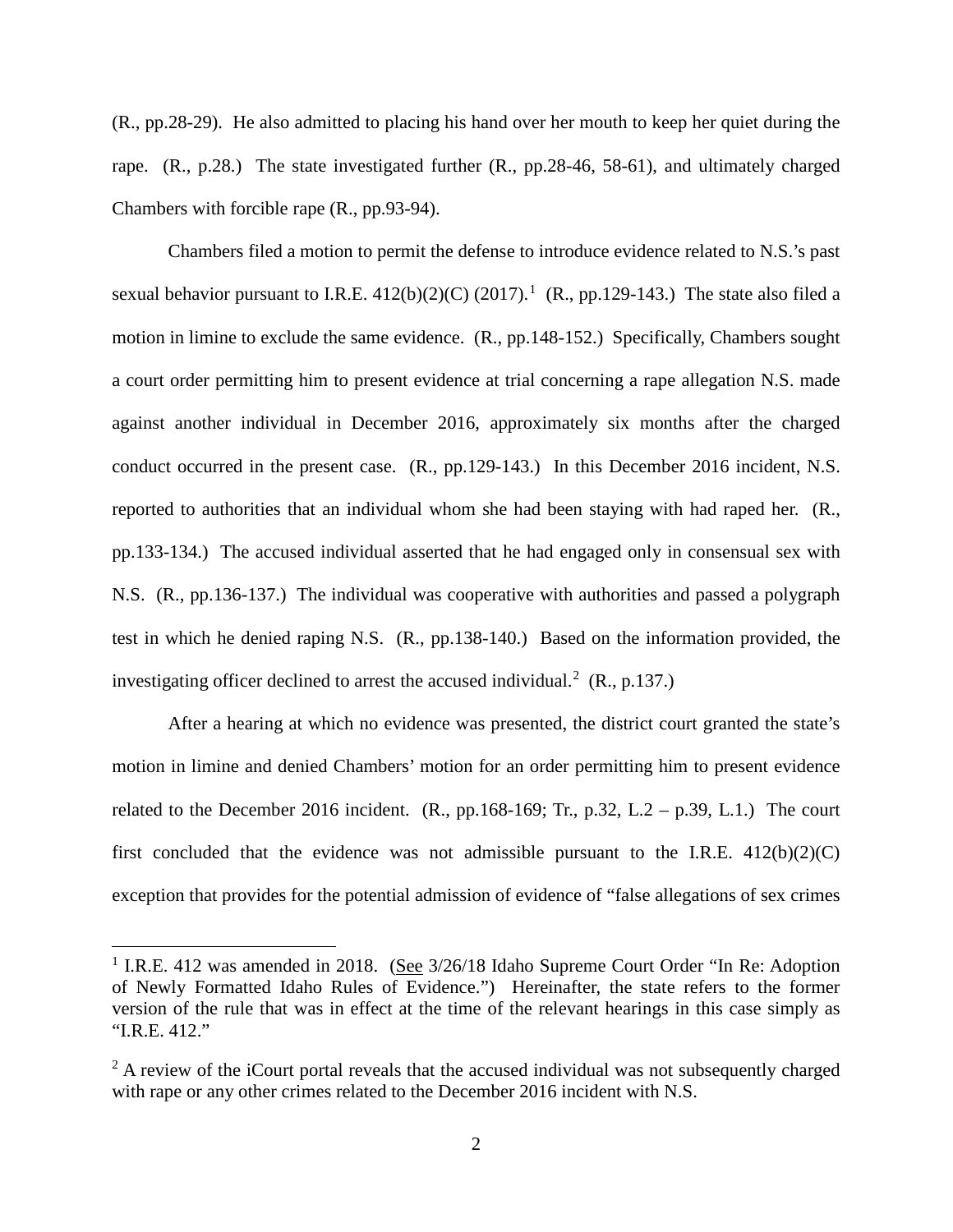(R., pp.28-29). He also admitted to placing his hand over her mouth to keep her quiet during the rape. (R., p.28.) The state investigated further (R., pp.28-46, 58-61), and ultimately charged Chambers with forcible rape (R., pp.93-94).

Chambers filed a motion to permit the defense to introduce evidence related to N.S.'s past sexual behavior pursuant to I.R.E. 412(b)(2)(C) (2017).[1] (R., pp.129-143.) The state also filed a motion in limine to exclude the same evidence. (R., pp.148-152.) Specifically, Chambers sought a court order permitting him to present evidence at trial concerning a rape allegation N.S. made against another individual in December 2016, approximately six months after the charged conduct occurred in the present case. (R., pp.129-143.) In this December 2016 incident, N.S. reported to authorities that an individual whom she had been staying with had raped her. (R., pp.133-134.) The accused individual asserted that he had engaged only in consensual sex with N.S. (R., pp.136-137.) The individual was cooperative with authorities and passed a polygraph test in which he denied raping N.S. (R., pp.138-140.) Based on the information provided, the investigating officer declined to arrest the accused individual.[2] (R., p.137.)

After a hearing at which no evidence was presented, the district court granted the state's motion in limine and denied Chambers' motion for an order permitting him to present evidence related to the December 2016 incident. (R., pp.168-169; Tr., p.32, L.2 – p.39, L.1.) The court first concluded that the evidence was not admissible pursuant to the I.R.E. 412(b)(2)(C) exception that provides for the potential admission of evidence of "false allegations of sex crimes

---

[1] I.R.E. 412 was amended in 2018. (See 3/26/18 Idaho Supreme Court Order "In Re: Adoption of Newly Formatted Idaho Rules of Evidence.") Hereinafter, the state refers to the former version of the rule that was in effect at the time of the relevant hearings in this case simply as "I.R.E. 412."

[2] A review of the iCourt portal reveals that the accused individual was not subsequently charged with rape or any other crimes related to the December 2016 incident with N.S.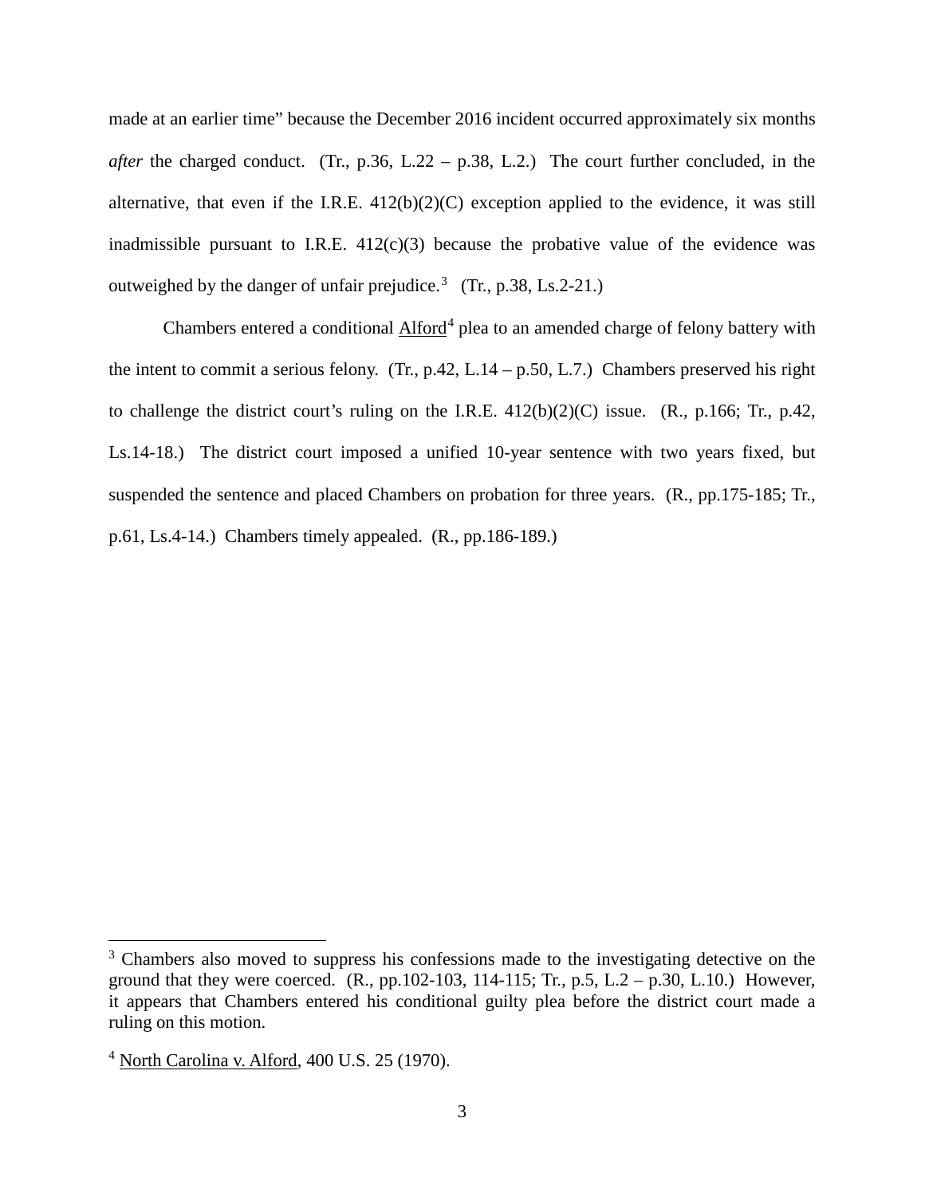made at an earlier time" because the December 2016 incident occurred approximately six months *after* the charged conduct. (Tr., p.36, L.22 – p.38, L.2.) The court further concluded, in the alternative, that even if the I.R.E. 412(b)(2)(C) exception applied to the evidence, it was still inadmissible pursuant to I.R.E. 412(c)(3) because the probative value of the evidence was outweighed by the danger of unfair prejudice.[3] (Tr., p.38, Ls.2-21.)

Chambers entered a conditional Alford[4] plea to an amended charge of felony battery with the intent to commit a serious felony. (Tr., p.42, L.14 – p.50, L.7.) Chambers preserved his right to challenge the district court's ruling on the I.R.E. 412(b)(2)(C) issue. (R., p.166; Tr., p.42, Ls.14-18.) The district court imposed a unified 10-year sentence with two years fixed, but suspended the sentence and placed Chambers on probation for three years. (R., pp.175-185; Tr., p.61, Ls.4-14.) Chambers timely appealed. (R., pp.186-189.)

---

[3] Chambers also moved to suppress his confessions made to the investigating detective on the ground that they were coerced. (R., pp.102-103, 114-115; Tr., p.5, L.2 – p.30, L.10.) However, it appears that Chambers entered his conditional guilty plea before the district court made a ruling on this motion.

[4] North Carolina v. Alford, 400 U.S. 25 (1970).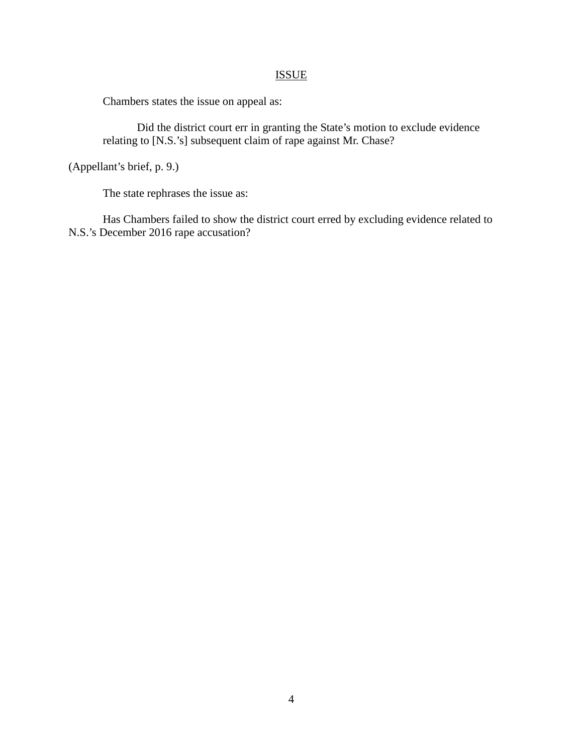## ISSUE

Chambers states the issue on appeal as:

> Did the district court err in granting the State's motion to exclude evidence relating to [N.S.'s] subsequent claim of rape against Mr. Chase?

(Appellant's brief, p. 9.)

The state rephrases the issue as:

Has Chambers failed to show the district court erred by excluding evidence related to N.S.'s December 2016 rape accusation?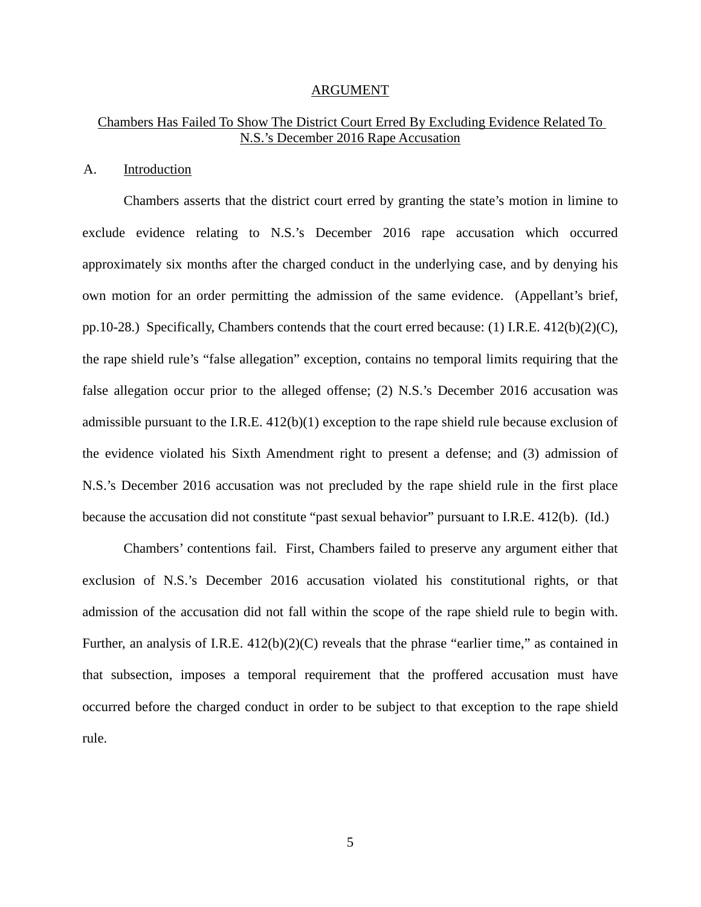## ARGUMENT

### Chambers Has Failed To Show The District Court Erred By Excluding Evidence Related To N.S.'s December 2016 Rape Accusation

#### A. Introduction

Chambers asserts that the district court erred by granting the state's motion in limine to exclude evidence relating to N.S.'s December 2016 rape accusation which occurred approximately six months after the charged conduct in the underlying case, and by denying his own motion for an order permitting the admission of the same evidence. (Appellant's brief, pp.10-28.) Specifically, Chambers contends that the court erred because: (1) I.R.E. 412(b)(2)(C), the rape shield rule's "false allegation" exception, contains no temporal limits requiring that the false allegation occur prior to the alleged offense; (2) N.S.'s December 2016 accusation was admissible pursuant to the I.R.E. 412(b)(1) exception to the rape shield rule because exclusion of the evidence violated his Sixth Amendment right to present a defense; and (3) admission of N.S.'s December 2016 accusation was not precluded by the rape shield rule in the first place because the accusation did not constitute "past sexual behavior" pursuant to I.R.E. 412(b). (Id.)

Chambers' contentions fail. First, Chambers failed to preserve any argument either that exclusion of N.S.'s December 2016 accusation violated his constitutional rights, or that admission of the accusation did not fall within the scope of the rape shield rule to begin with. Further, an analysis of I.R.E. 412(b)(2)(C) reveals that the phrase "earlier time," as contained in that subsection, imposes a temporal requirement that the proffered accusation must have occurred before the charged conduct in order to be subject to that exception to the rape shield rule.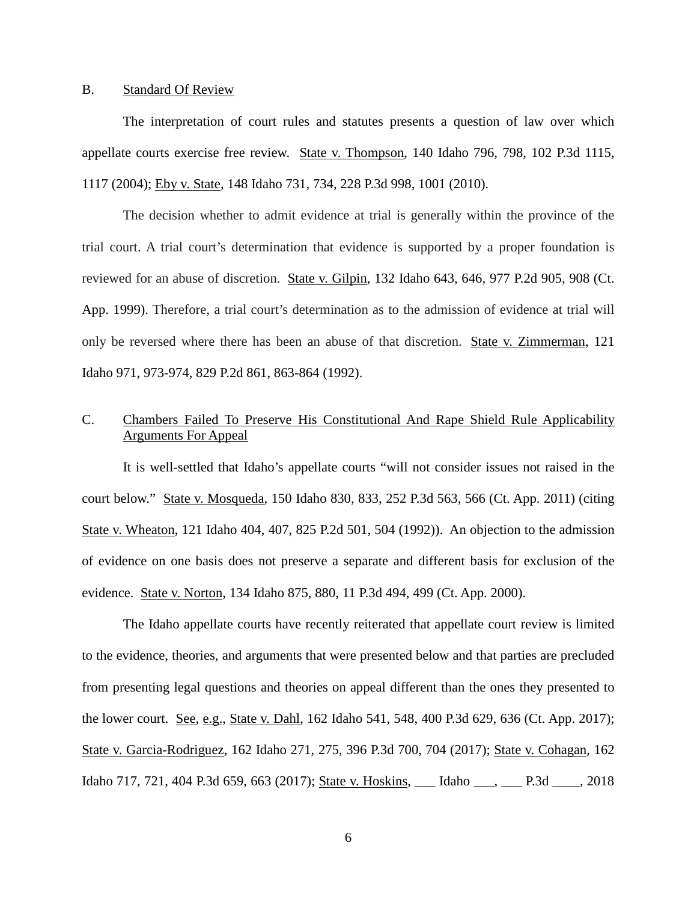B. Standard Of Review

The interpretation of court rules and statutes presents a question of law over which appellate courts exercise free review. State v. Thompson, 140 Idaho 796, 798, 102 P.3d 1115, 1117 (2004); Eby v. State, 148 Idaho 731, 734, 228 P.3d 998, 1001 (2010).

The decision whether to admit evidence at trial is generally within the province of the trial court. A trial court's determination that evidence is supported by a proper foundation is reviewed for an abuse of discretion. State v. Gilpin, 132 Idaho 643, 646, 977 P.2d 905, 908 (Ct. App. 1999). Therefore, a trial court's determination as to the admission of evidence at trial will only be reversed where there has been an abuse of that discretion. State v. Zimmerman, 121 Idaho 971, 973-974, 829 P.2d 861, 863-864 (1992).

C. Chambers Failed To Preserve His Constitutional And Rape Shield Rule Applicability Arguments For Appeal

It is well-settled that Idaho's appellate courts "will not consider issues not raised in the court below." State v. Mosqueda, 150 Idaho 830, 833, 252 P.3d 563, 566 (Ct. App. 2011) (citing State v. Wheaton, 121 Idaho 404, 407, 825 P.2d 501, 504 (1992)). An objection to the admission of evidence on one basis does not preserve a separate and different basis for exclusion of the evidence. State v. Norton, 134 Idaho 875, 880, 11 P.3d 494, 499 (Ct. App. 2000).

The Idaho appellate courts have recently reiterated that appellate court review is limited to the evidence, theories, and arguments that were presented below and that parties are precluded from presenting legal questions and theories on appeal different than the ones they presented to the lower court. See, e.g., State v. Dahl, 162 Idaho 541, 548, 400 P.3d 629, 636 (Ct. App. 2017); State v. Garcia-Rodriguez, 162 Idaho 271, 275, 396 P.3d 700, 704 (2017); State v. Cohagan, 162 Idaho 717, 721, 404 P.3d 659, 663 (2017); State v. Hoskins, ___ Idaho ___, ___ P.3d ____, 2018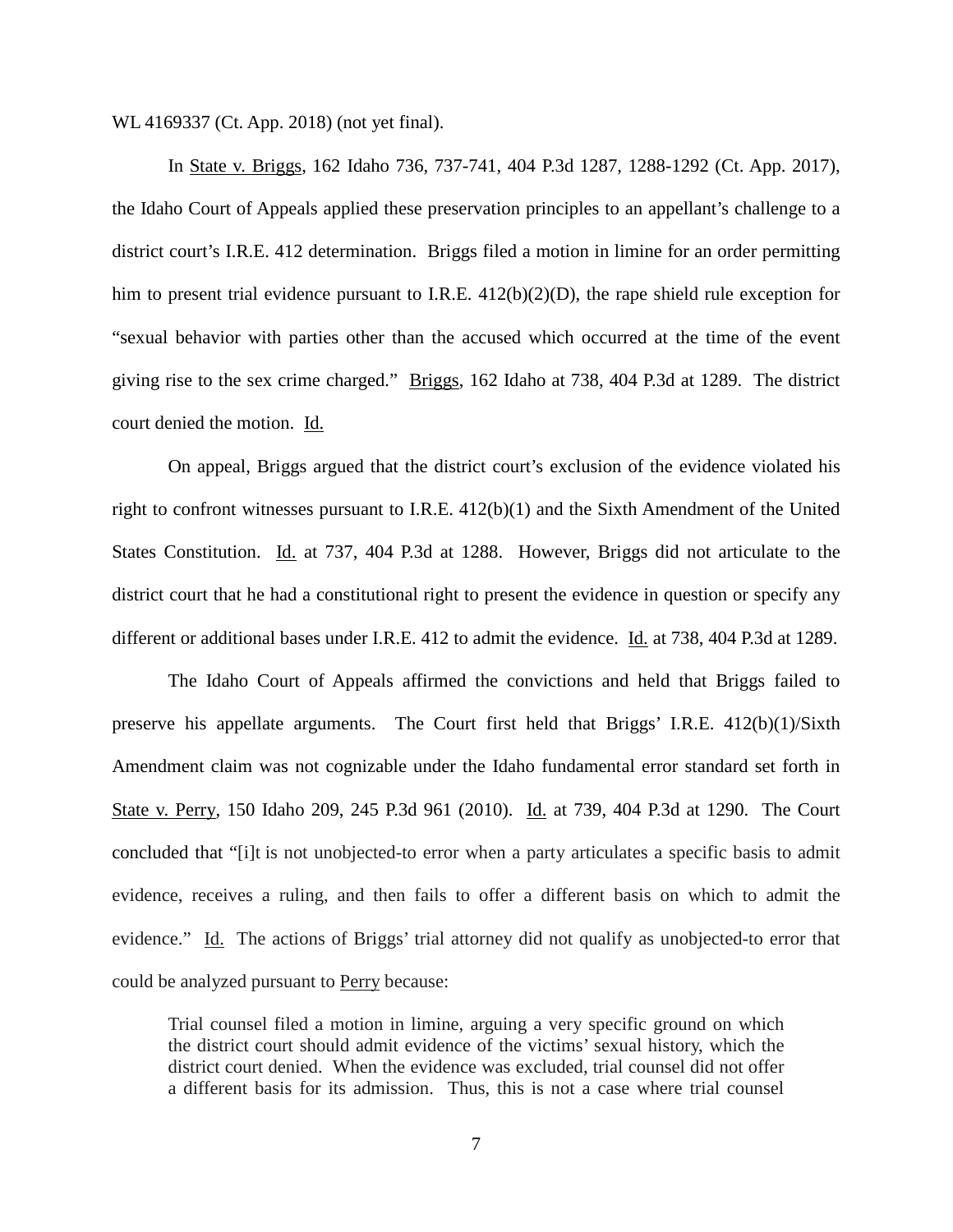WL 4169337 (Ct. App. 2018) (not yet final).

In State v. Briggs, 162 Idaho 736, 737-741, 404 P.3d 1287, 1288-1292 (Ct. App. 2017), the Idaho Court of Appeals applied these preservation principles to an appellant's challenge to a district court's I.R.E. 412 determination. Briggs filed a motion in limine for an order permitting him to present trial evidence pursuant to I.R.E. 412(b)(2)(D), the rape shield rule exception for "sexual behavior with parties other than the accused which occurred at the time of the event giving rise to the sex crime charged." Briggs, 162 Idaho at 738, 404 P.3d at 1289. The district court denied the motion. Id.

On appeal, Briggs argued that the district court's exclusion of the evidence violated his right to confront witnesses pursuant to I.R.E. 412(b)(1) and the Sixth Amendment of the United States Constitution. Id. at 737, 404 P.3d at 1288. However, Briggs did not articulate to the district court that he had a constitutional right to present the evidence in question or specify any different or additional bases under I.R.E. 412 to admit the evidence. Id. at 738, 404 P.3d at 1289.

The Idaho Court of Appeals affirmed the convictions and held that Briggs failed to preserve his appellate arguments. The Court first held that Briggs' I.R.E. 412(b)(1)/Sixth Amendment claim was not cognizable under the Idaho fundamental error standard set forth in State v. Perry, 150 Idaho 209, 245 P.3d 961 (2010). Id. at 739, 404 P.3d at 1290. The Court concluded that "[i]t is not unobjected-to error when a party articulates a specific basis to admit evidence, receives a ruling, and then fails to offer a different basis on which to admit the evidence." Id. The actions of Briggs' trial attorney did not qualify as unobjected-to error that could be analyzed pursuant to Perry because:

> Trial counsel filed a motion in limine, arguing a very specific ground on which the district court should admit evidence of the victims' sexual history, which the district court denied. When the evidence was excluded, trial counsel did not offer a different basis for its admission. Thus, this is not a case where trial counsel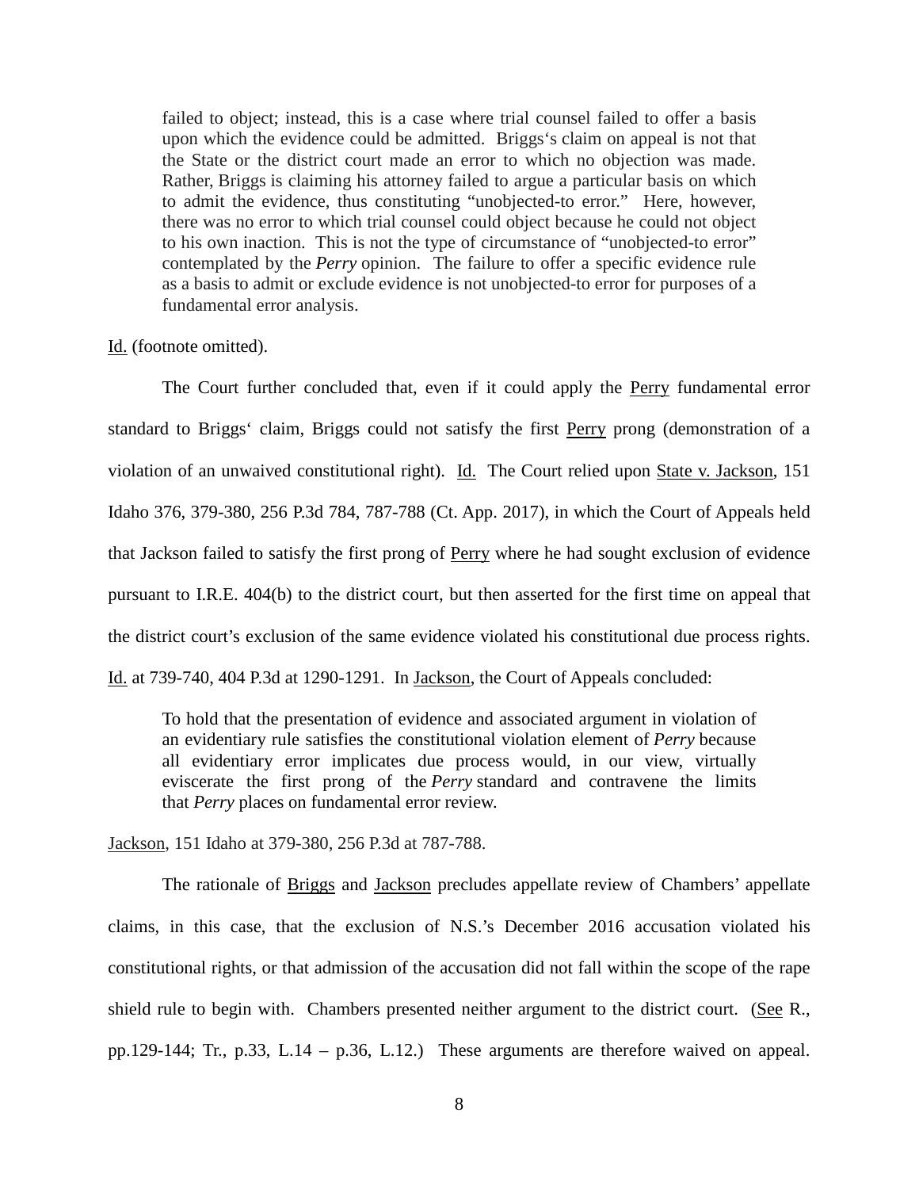> failed to object; instead, this is a case where trial counsel failed to offer a basis upon which the evidence could be admitted. Briggs's claim on appeal is not that the State or the district court made an error to which no objection was made. Rather, Briggs is claiming his attorney failed to argue a particular basis on which to admit the evidence, thus constituting "unobjected-to error." Here, however, there was no error to which trial counsel could object because he could not object to his own inaction. This is not the type of circumstance of "unobjected-to error" contemplated by the *Perry* opinion. The failure to offer a specific evidence rule as a basis to admit or exclude evidence is not unobjected-to error for purposes of a fundamental error analysis.

Id. (footnote omitted).

The Court further concluded that, even if it could apply the Perry fundamental error standard to Briggs' claim, Briggs could not satisfy the first Perry prong (demonstration of a violation of an unwaived constitutional right). Id. The Court relied upon State v. Jackson, 151 Idaho 376, 379-380, 256 P.3d 784, 787-788 (Ct. App. 2017), in which the Court of Appeals held that Jackson failed to satisfy the first prong of Perry where he had sought exclusion of evidence pursuant to I.R.E. 404(b) to the district court, but then asserted for the first time on appeal that the district court's exclusion of the same evidence violated his constitutional due process rights. Id. at 739-740, 404 P.3d at 1290-1291. In Jackson, the Court of Appeals concluded:

> To hold that the presentation of evidence and associated argument in violation of an evidentiary rule satisfies the constitutional violation element of *Perry* because all evidentiary error implicates due process would, in our view, virtually eviscerate the first prong of the *Perry* standard and contravene the limits that *Perry* places on fundamental error review.

Jackson, 151 Idaho at 379-380, 256 P.3d at 787-788.

The rationale of Briggs and Jackson precludes appellate review of Chambers' appellate claims, in this case, that the exclusion of N.S.'s December 2016 accusation violated his constitutional rights, or that admission of the accusation did not fall within the scope of the rape shield rule to begin with. Chambers presented neither argument to the district court. (See R., pp.129-144; Tr., p.33, L.14 – p.36, L.12.) These arguments are therefore waived on appeal.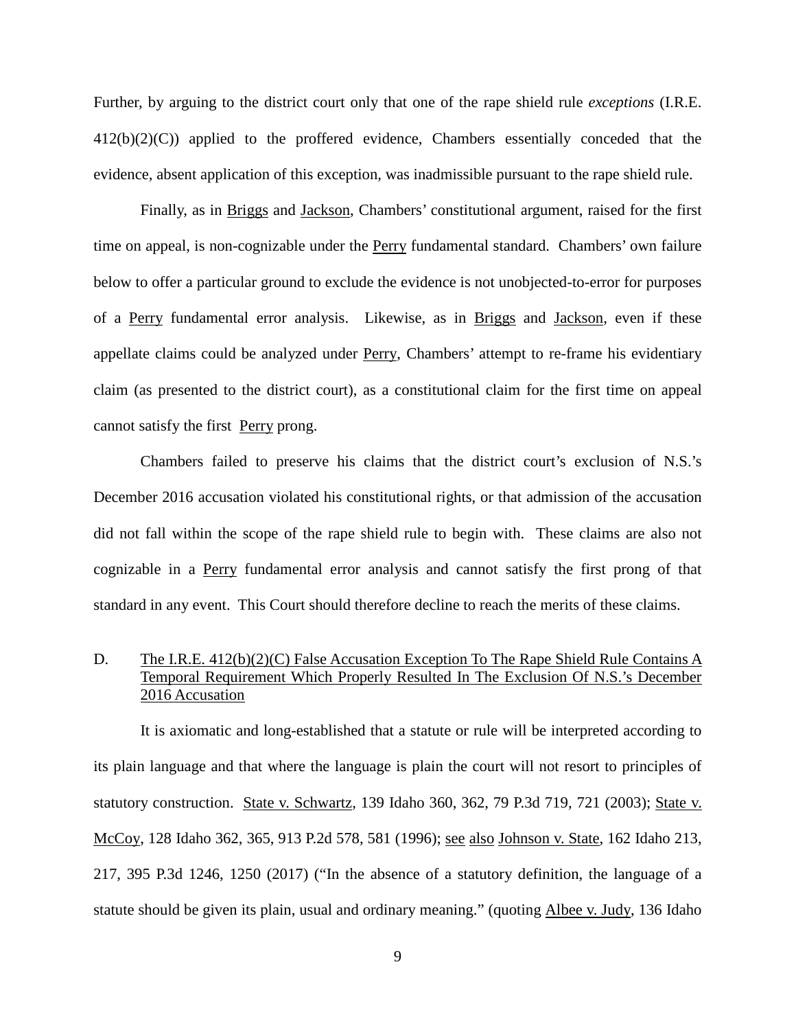Further, by arguing to the district court only that one of the rape shield rule *exceptions* (I.R.E. 412(b)(2)(C)) applied to the proffered evidence, Chambers essentially conceded that the evidence, absent application of this exception, was inadmissible pursuant to the rape shield rule.

Finally, as in Briggs and Jackson, Chambers' constitutional argument, raised for the first time on appeal, is non-cognizable under the Perry fundamental standard. Chambers' own failure below to offer a particular ground to exclude the evidence is not unobjected-to-error for purposes of a Perry fundamental error analysis. Likewise, as in Briggs and Jackson, even if these appellate claims could be analyzed under Perry, Chambers' attempt to re-frame his evidentiary claim (as presented to the district court), as a constitutional claim for the first time on appeal cannot satisfy the first Perry prong.

Chambers failed to preserve his claims that the district court's exclusion of N.S.'s December 2016 accusation violated his constitutional rights, or that admission of the accusation did not fall within the scope of the rape shield rule to begin with. These claims are also not cognizable in a Perry fundamental error analysis and cannot satisfy the first prong of that standard in any event. This Court should therefore decline to reach the merits of these claims.

### D. The I.R.E. 412(b)(2)(C) False Accusation Exception To The Rape Shield Rule Contains A Temporal Requirement Which Properly Resulted In The Exclusion Of N.S.'s December 2016 Accusation

It is axiomatic and long-established that a statute or rule will be interpreted according to its plain language and that where the language is plain the court will not resort to principles of statutory construction. State v. Schwartz, 139 Idaho 360, 362, 79 P.3d 719, 721 (2003); State v. McCoy, 128 Idaho 362, 365, 913 P.2d 578, 581 (1996); see also Johnson v. State, 162 Idaho 213, 217, 395 P.3d 1246, 1250 (2017) ("In the absence of a statutory definition, the language of a statute should be given its plain, usual and ordinary meaning." (quoting Albee v. Judy, 136 Idaho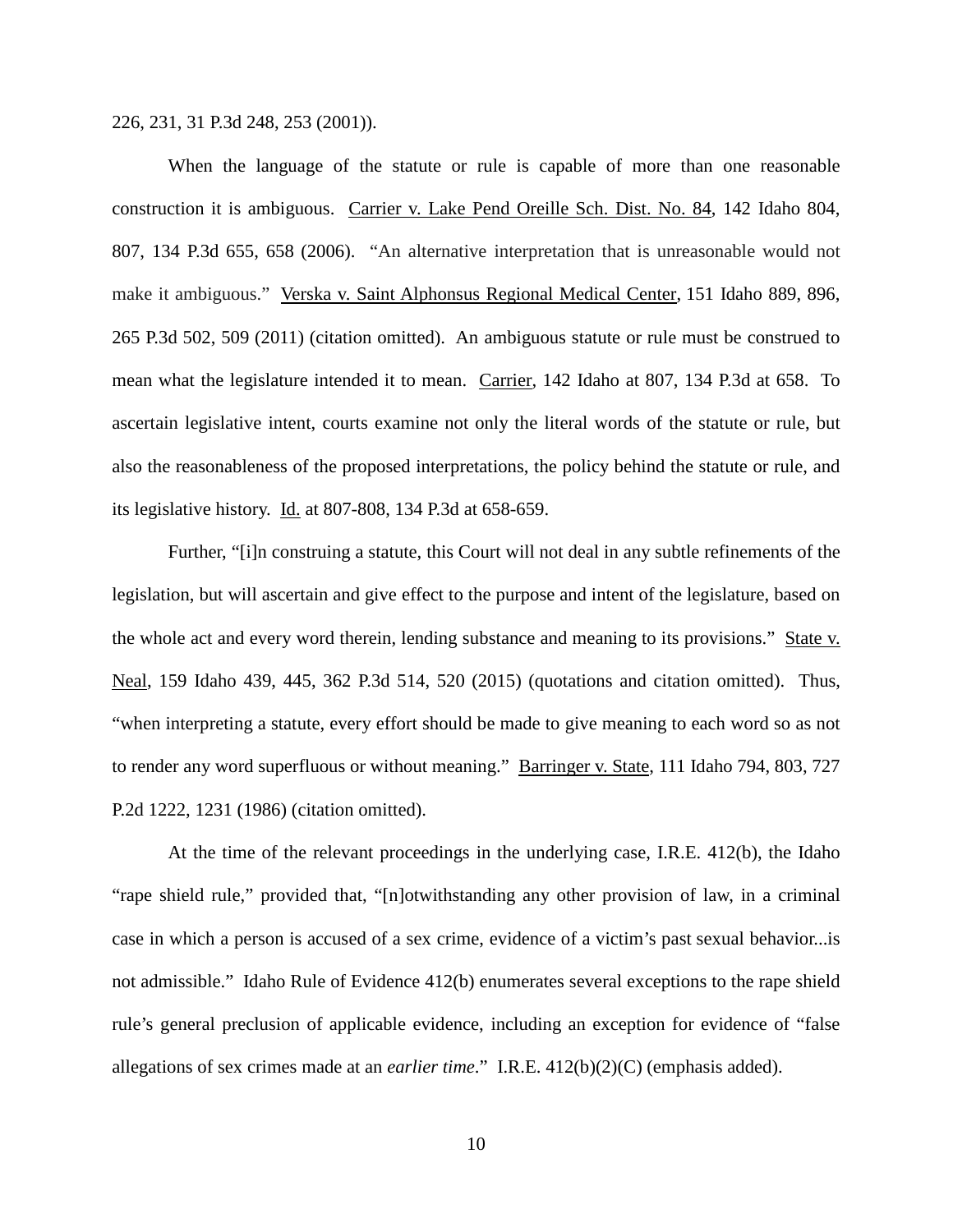226, 231, 31 P.3d 248, 253 (2001)).

When the language of the statute or rule is capable of more than one reasonable construction it is ambiguous. Carrier v. Lake Pend Oreille Sch. Dist. No. 84, 142 Idaho 804, 807, 134 P.3d 655, 658 (2006). "An alternative interpretation that is unreasonable would not make it ambiguous." Verska v. Saint Alphonsus Regional Medical Center, 151 Idaho 889, 896, 265 P.3d 502, 509 (2011) (citation omitted). An ambiguous statute or rule must be construed to mean what the legislature intended it to mean. Carrier, 142 Idaho at 807, 134 P.3d at 658. To ascertain legislative intent, courts examine not only the literal words of the statute or rule, but also the reasonableness of the proposed interpretations, the policy behind the statute or rule, and its legislative history. Id. at 807-808, 134 P.3d at 658-659.

Further, "[i]n construing a statute, this Court will not deal in any subtle refinements of the legislation, but will ascertain and give effect to the purpose and intent of the legislature, based on the whole act and every word therein, lending substance and meaning to its provisions." State v. Neal, 159 Idaho 439, 445, 362 P.3d 514, 520 (2015) (quotations and citation omitted). Thus, "when interpreting a statute, every effort should be made to give meaning to each word so as not to render any word superfluous or without meaning." Barringer v. State, 111 Idaho 794, 803, 727 P.2d 1222, 1231 (1986) (citation omitted).

At the time of the relevant proceedings in the underlying case, I.R.E. 412(b), the Idaho "rape shield rule," provided that, "[n]otwithstanding any other provision of law, in a criminal case in which a person is accused of a sex crime, evidence of a victim's past sexual behavior...is not admissible." Idaho Rule of Evidence 412(b) enumerates several exceptions to the rape shield rule's general preclusion of applicable evidence, including an exception for evidence of "false allegations of sex crimes made at an *earlier time*." I.R.E. 412(b)(2)(C) (emphasis added).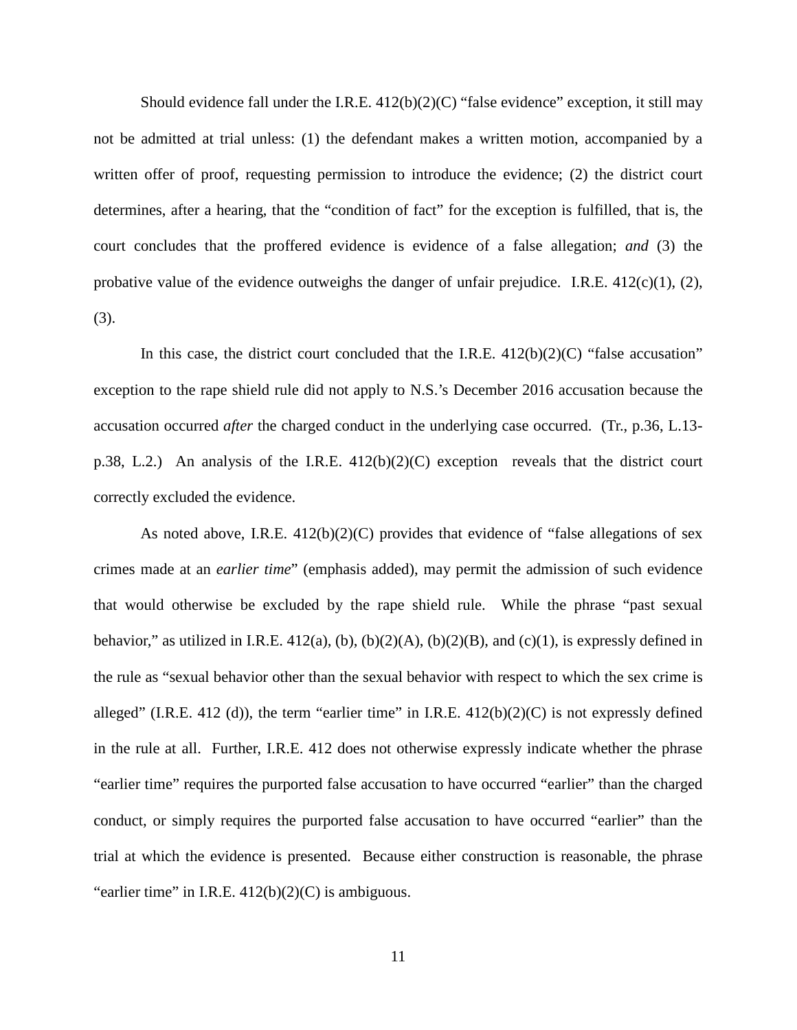Should evidence fall under the I.R.E. 412(b)(2)(C) "false evidence" exception, it still may not be admitted at trial unless: (1) the defendant makes a written motion, accompanied by a written offer of proof, requesting permission to introduce the evidence; (2) the district court determines, after a hearing, that the "condition of fact" for the exception is fulfilled, that is, the court concludes that the proffered evidence is evidence of a false allegation; *and* (3) the probative value of the evidence outweighs the danger of unfair prejudice. I.R.E. 412(c)(1), (2), (3).

In this case, the district court concluded that the I.R.E. 412(b)(2)(C) "false accusation" exception to the rape shield rule did not apply to N.S.'s December 2016 accusation because the accusation occurred *after* the charged conduct in the underlying case occurred. (Tr., p.36, L.13-p.38, L.2.) An analysis of the I.R.E. 412(b)(2)(C) exception reveals that the district court correctly excluded the evidence.

As noted above, I.R.E. 412(b)(2)(C) provides that evidence of "false allegations of sex crimes made at an *earlier time*" (emphasis added), may permit the admission of such evidence that would otherwise be excluded by the rape shield rule. While the phrase "past sexual behavior," as utilized in I.R.E. 412(a), (b), (b)(2)(A), (b)(2)(B), and (c)(1), is expressly defined in the rule as "sexual behavior other than the sexual behavior with respect to which the sex crime is alleged" (I.R.E. 412 (d)), the term "earlier time" in I.R.E. 412(b)(2)(C) is not expressly defined in the rule at all. Further, I.R.E. 412 does not otherwise expressly indicate whether the phrase "earlier time" requires the purported false accusation to have occurred "earlier" than the charged conduct, or simply requires the purported false accusation to have occurred "earlier" than the trial at which the evidence is presented. Because either construction is reasonable, the phrase "earlier time" in I.R.E. 412(b)(2)(C) is ambiguous.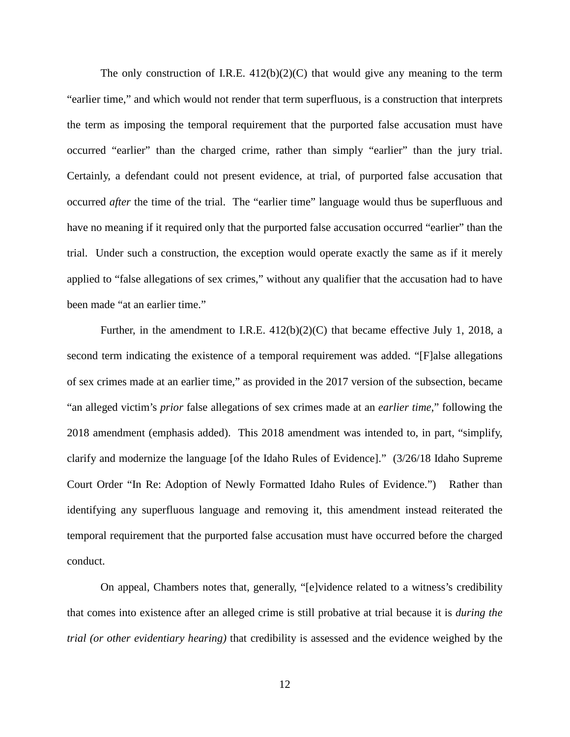The only construction of I.R.E. 412(b)(2)(C) that would give any meaning to the term "earlier time," and which would not render that term superfluous, is a construction that interprets the term as imposing the temporal requirement that the purported false accusation must have occurred "earlier" than the charged crime, rather than simply "earlier" than the jury trial. Certainly, a defendant could not present evidence, at trial, of purported false accusation that occurred *after* the time of the trial. The "earlier time" language would thus be superfluous and have no meaning if it required only that the purported false accusation occurred "earlier" than the trial. Under such a construction, the exception would operate exactly the same as if it merely applied to "false allegations of sex crimes," without any qualifier that the accusation had to have been made "at an earlier time."

Further, in the amendment to I.R.E. 412(b)(2)(C) that became effective July 1, 2018, a second term indicating the existence of a temporal requirement was added. "[F]alse allegations of sex crimes made at an earlier time," as provided in the 2017 version of the subsection, became "an alleged victim's *prior* false allegations of sex crimes made at an *earlier time*," following the 2018 amendment (emphasis added). This 2018 amendment was intended to, in part, "simplify, clarify and modernize the language [of the Idaho Rules of Evidence]." (3/26/18 Idaho Supreme Court Order "In Re: Adoption of Newly Formatted Idaho Rules of Evidence.") Rather than identifying any superfluous language and removing it, this amendment instead reiterated the temporal requirement that the purported false accusation must have occurred before the charged conduct.

On appeal, Chambers notes that, generally, "[e]vidence related to a witness's credibility that comes into existence after an alleged crime is still probative at trial because it is *during the trial (or other evidentiary hearing)* that credibility is assessed and the evidence weighed by the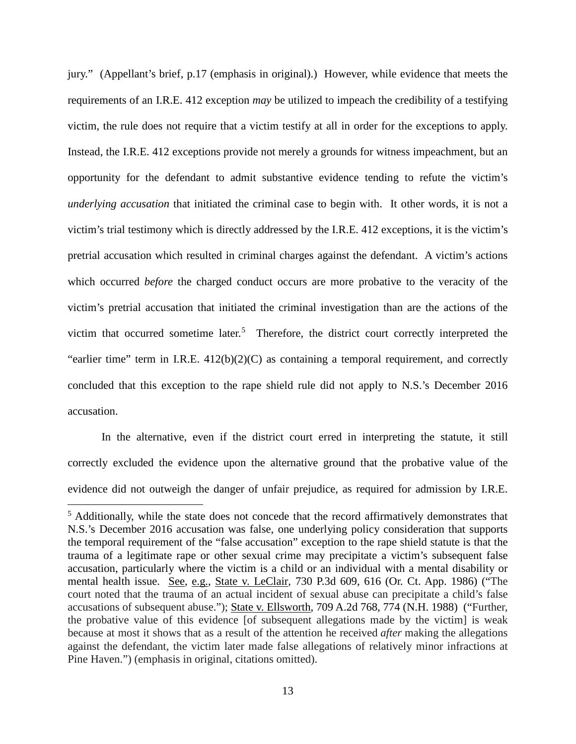jury." (Appellant's brief, p.17 (emphasis in original).) However, while evidence that meets the requirements of an I.R.E. 412 exception *may* be utilized to impeach the credibility of a testifying victim, the rule does not require that a victim testify at all in order for the exceptions to apply. Instead, the I.R.E. 412 exceptions provide not merely a grounds for witness impeachment, but an opportunity for the defendant to admit substantive evidence tending to refute the victim's *underlying accusation* that initiated the criminal case to begin with. It other words, it is not a victim's trial testimony which is directly addressed by the I.R.E. 412 exceptions, it is the victim's pretrial accusation which resulted in criminal charges against the defendant. A victim's actions which occurred *before* the charged conduct occurs are more probative to the veracity of the victim's pretrial accusation that initiated the criminal investigation than are the actions of the victim that occurred sometime later.[5] Therefore, the district court correctly interpreted the "earlier time" term in I.R.E. 412(b)(2)(C) as containing a temporal requirement, and correctly concluded that this exception to the rape shield rule did not apply to N.S.'s December 2016 accusation.

In the alternative, even if the district court erred in interpreting the statute, it still correctly excluded the evidence upon the alternative ground that the probative value of the evidence did not outweigh the danger of unfair prejudice, as required for admission by I.R.E.

---

[5] Additionally, while the state does not concede that the record affirmatively demonstrates that N.S.'s December 2016 accusation was false, one underlying policy consideration that supports the temporal requirement of the "false accusation" exception to the rape shield statute is that the trauma of a legitimate rape or other sexual crime may precipitate a victim's subsequent false accusation, particularly where the victim is a child or an individual with a mental disability or mental health issue. See, e.g., State v. LeClair, 730 P.3d 609, 616 (Or. Ct. App. 1986) ("The court noted that the trauma of an actual incident of sexual abuse can precipitate a child's false accusations of subsequent abuse."); State v. Ellsworth, 709 A.2d 768, 774 (N.H. 1988) ("Further, the probative value of this evidence [of subsequent allegations made by the victim] is weak because at most it shows that as a result of the attention he received *after* making the allegations against the defendant, the victim later made false allegations of relatively minor infractions at Pine Haven.") (emphasis in original, citations omitted).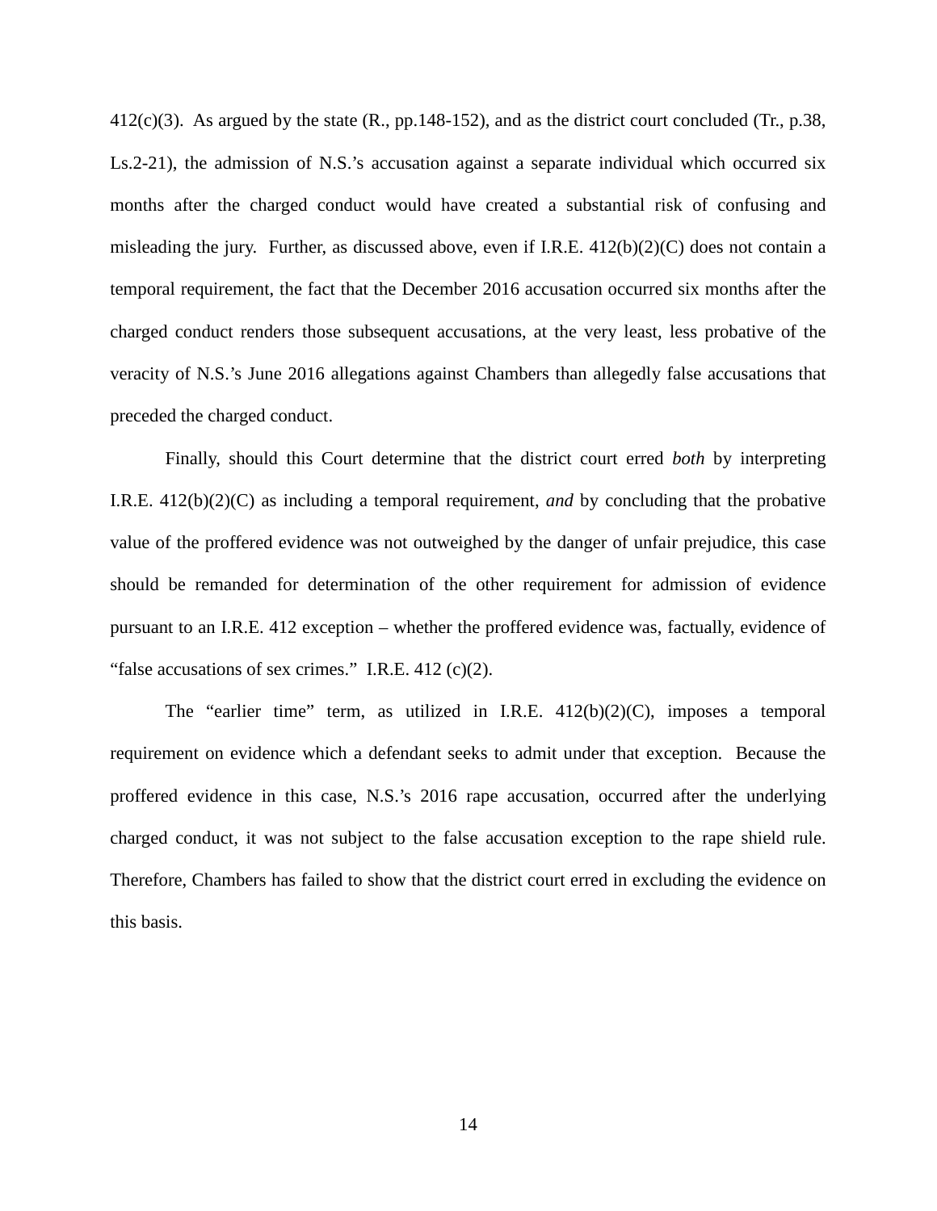412(c)(3). As argued by the state (R., pp.148-152), and as the district court concluded (Tr., p.38, Ls.2-21), the admission of N.S.'s accusation against a separate individual which occurred six months after the charged conduct would have created a substantial risk of confusing and misleading the jury. Further, as discussed above, even if I.R.E. 412(b)(2)(C) does not contain a temporal requirement, the fact that the December 2016 accusation occurred six months after the charged conduct renders those subsequent accusations, at the very least, less probative of the veracity of N.S.'s June 2016 allegations against Chambers than allegedly false accusations that preceded the charged conduct.

Finally, should this Court determine that the district court erred *both* by interpreting I.R.E. 412(b)(2)(C) as including a temporal requirement, *and* by concluding that the probative value of the proffered evidence was not outweighed by the danger of unfair prejudice, this case should be remanded for determination of the other requirement for admission of evidence pursuant to an I.R.E. 412 exception – whether the proffered evidence was, factually, evidence of "false accusations of sex crimes." I.R.E. 412 (c)(2).

The "earlier time" term, as utilized in I.R.E. 412(b)(2)(C), imposes a temporal requirement on evidence which a defendant seeks to admit under that exception. Because the proffered evidence in this case, N.S.'s 2016 rape accusation, occurred after the underlying charged conduct, it was not subject to the false accusation exception to the rape shield rule. Therefore, Chambers has failed to show that the district court erred in excluding the evidence on this basis.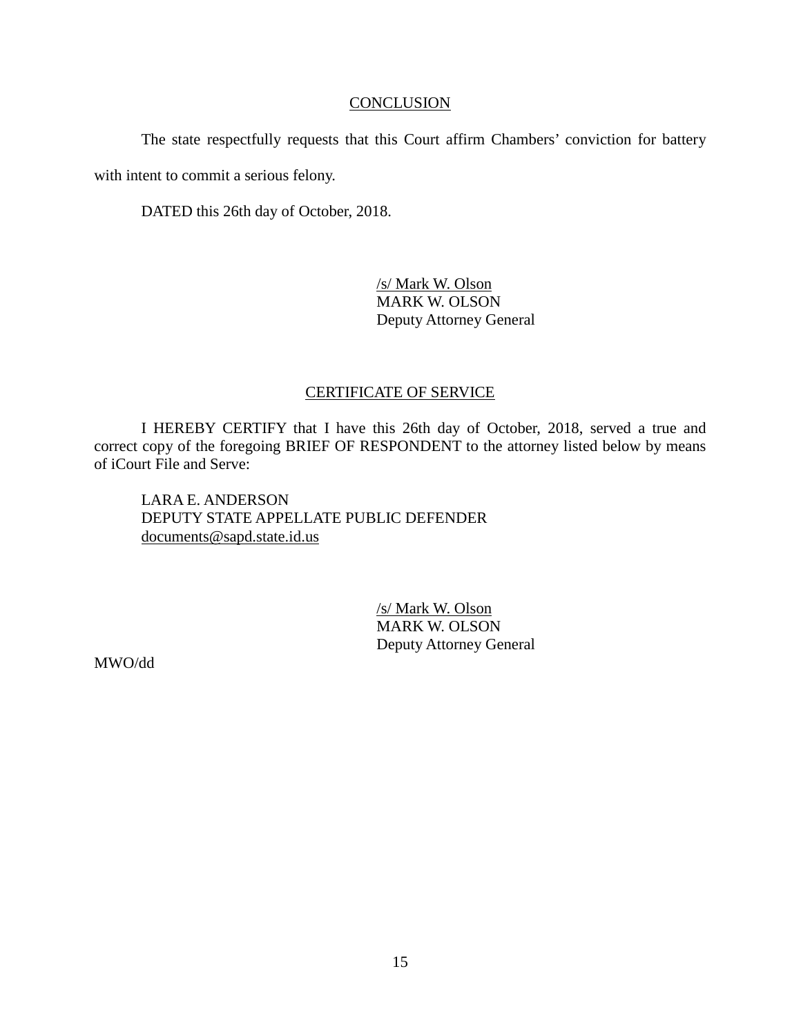## CONCLUSION

The state respectfully requests that this Court affirm Chambers' conviction for battery with intent to commit a serious felony.

DATED this 26th day of October, 2018.

/s/ Mark W. Olson
MARK W. OLSON
Deputy Attorney General

## CERTIFICATE OF SERVICE

I HEREBY CERTIFY that I have this 26th day of October, 2018, served a true and correct copy of the foregoing BRIEF OF RESPONDENT to the attorney listed below by means of iCourt File and Serve:

LARA E. ANDERSON
DEPUTY STATE APPELLATE PUBLIC DEFENDER
documents@sapd.state.id.us

/s/ Mark W. Olson
MARK W. OLSON
Deputy Attorney General

MWO/dd